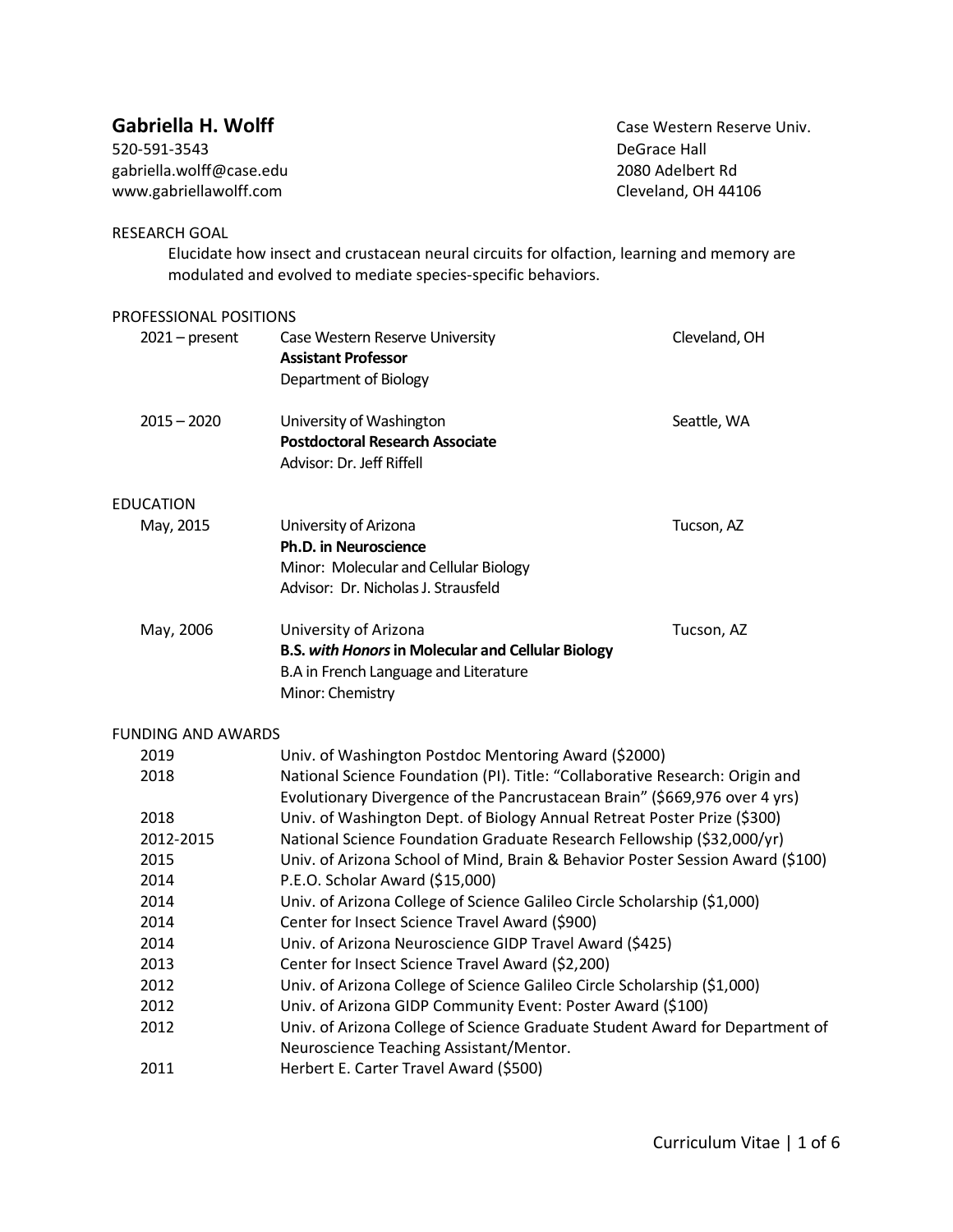# Gabriella H. Wolff

520-591-3543
gabriella.wolff@case.edu
www.gabriellawolff.com

Case Western Reserve Univ.
DeGrace Hall
2080 Adelbert Rd
Cleveland, OH 44106

## RESEARCH GOAL

Elucidate how insect and crustacean neural circuits for olfaction, learning and memory are modulated and evolved to mediate species-specific behaviors.

## PROFESSIONAL POSITIONS

2021 – present | Case Western Reserve University | Cleveland, OH
**Assistant Professor**
Department of Biology

2015 – 2020 | University of Washington | Seattle, WA
**Postdoctoral Research Associate**
Advisor: Dr. Jeff Riffell

## EDUCATION

May, 2015 | University of Arizona | Tucson, AZ
**Ph.D. in Neuroscience**
Minor: Molecular and Cellular Biology
Advisor: Dr. Nicholas J. Strausfeld

May, 2006 | University of Arizona | Tucson, AZ
**B.S. *with Honors* in Molecular and Cellular Biology**
B.A in French Language and Literature
Minor: Chemistry

## FUNDING AND AWARDS

| | |
|---|---|
| 2019 | Univ. of Washington Postdoc Mentoring Award ($2000) |
| 2018 | National Science Foundation (PI). Title: "Collaborative Research: Origin and Evolutionary Divergence of the Pancrustacean Brain" ($669,976 over 4 yrs) |
| 2018 | Univ. of Washington Dept. of Biology Annual Retreat Poster Prize ($300) |
| 2012-2015 | National Science Foundation Graduate Research Fellowship ($32,000/yr) |
| 2015 | Univ. of Arizona School of Mind, Brain & Behavior Poster Session Award ($100) |
| 2014 | P.E.O. Scholar Award ($15,000) |
| 2014 | Univ. of Arizona College of Science Galileo Circle Scholarship ($1,000) |
| 2014 | Center for Insect Science Travel Award ($900) |
| 2014 | Univ. of Arizona Neuroscience GIDP Travel Award ($425) |
| 2013 | Center for Insect Science Travel Award ($2,200) |
| 2012 | Univ. of Arizona College of Science Galileo Circle Scholarship ($1,000) |
| 2012 | Univ. of Arizona GIDP Community Event: Poster Award ($100) |
| 2012 | Univ. of Arizona College of Science Graduate Student Award for Department of Neuroscience Teaching Assistant/Mentor. |
| 2011 | Herbert E. Carter Travel Award ($500) |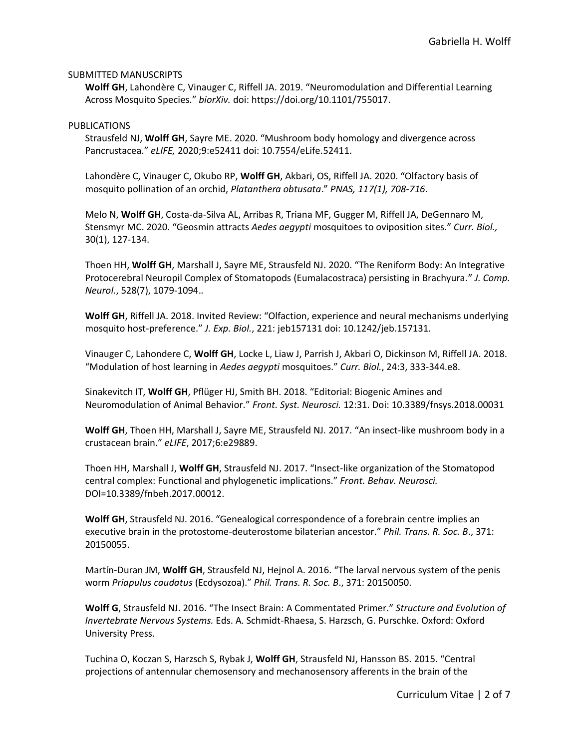SUBMITTED MANUSCRIPTS

**Wolff GH**, Lahondère C, Vinauger C, Riffell JA. 2019. "Neuromodulation and Differential Learning Across Mosquito Species." *biorXiv.* doi: https://doi.org/10.1101/755017.

PUBLICATIONS

Strausfeld NJ, **Wolff GH**, Sayre ME. 2020. "Mushroom body homology and divergence across Pancrustacea." *eLIFE,* 2020;9:e52411 doi: 10.7554/eLife.52411.

Lahondère C, Vinauger C, Okubo RP, **Wolff GH**, Akbari, OS, Riffell JA. 2020. "Olfactory basis of mosquito pollination of an orchid, *Platanthera obtusata*." *PNAS, 117(1), 708-716*.

Melo N, **Wolff GH**, Costa-da-Silva AL, Arribas R, Triana MF, Gugger M, Riffell JA, DeGennaro M, Stensmyr MC. 2020. "Geosmin attracts *Aedes aegypti* mosquitoes to oviposition sites." *Curr. Biol.,* 30(1), 127-134.

Thoen HH, **Wolff GH**, Marshall J, Sayre ME, Strausfeld NJ. 2020. "The Reniform Body: An Integrative Protocerebral Neuropil Complex of Stomatopods (Eumalacostraca) persisting in Brachyura." *J. Comp. Neurol.*, 528(7), 1079-1094..

**Wolff GH**, Riffell JA. 2018. Invited Review: "Olfaction, experience and neural mechanisms underlying mosquito host-preference." *J. Exp. Biol.*, 221: jeb157131 doi: 10.1242/jeb.157131.

Vinauger C, Lahondere C, **Wolff GH**, Locke L, Liaw J, Parrish J, Akbari O, Dickinson M, Riffell JA. 2018. "Modulation of host learning in *Aedes aegypti* mosquitoes." *Curr. Biol.*, 24:3, 333-344.e8.

Sinakevitch IT, **Wolff GH**, Pflüger HJ, Smith BH. 2018. "Editorial: Biogenic Amines and Neuromodulation of Animal Behavior." *Front. Syst. Neurosci.* 12:31. Doi: 10.3389/fnsys.2018.00031

**Wolff GH**, Thoen HH, Marshall J, Sayre ME, Strausfeld NJ. 2017. "An insect-like mushroom body in a crustacean brain." *eLIFE*, 2017;6:e29889.

Thoen HH, Marshall J, **Wolff GH**, Strausfeld NJ. 2017. "Insect-like organization of the Stomatopod central complex: Functional and phylogenetic implications." *Front. Behav. Neurosci.* DOI=10.3389/fnbeh.2017.00012.

**Wolff GH**, Strausfeld NJ. 2016. "Genealogical correspondence of a forebrain centre implies an executive brain in the protostome-deuterostome bilaterian ancestor." *Phil. Trans. R. Soc. B*., 371: 20150055.

Martín-Duran JM, **Wolff GH**, Strausfeld NJ, Hejnol A. 2016. "The larval nervous system of the penis worm *Priapulus caudatus* (Ecdysozoa)." *Phil. Trans. R. Soc. B*., 371: 20150050.

**Wolff G**, Strausfeld NJ. 2016. "The Insect Brain: A Commentated Primer." *Structure and Evolution of Invertebrate Nervous Systems.* Eds. A. Schmidt-Rhaesa, S. Harzsch, G. Purschke. Oxford: Oxford University Press.

Tuchina O, Koczan S, Harzsch S, Rybak J, **Wolff GH**, Strausfeld NJ, Hansson BS. 2015. "Central projections of antennular chemosensory and mechanosensory afferents in the brain of the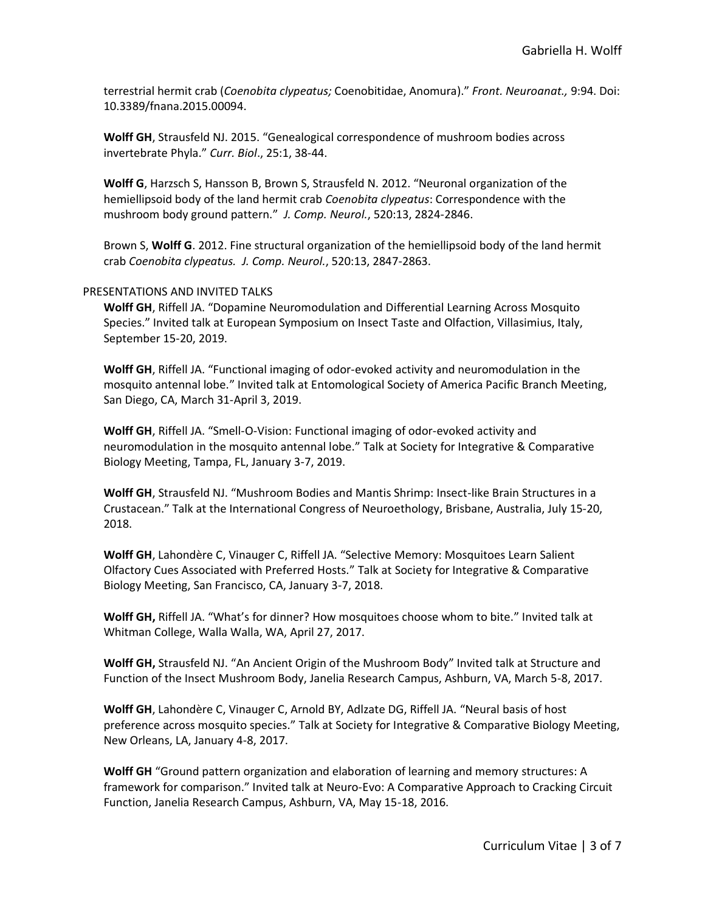terrestrial hermit crab (*Coenobita clypeatus;* Coenobitidae, Anomura).” *Front. Neuroanat.,* 9:94. Doi: 10.3389/fnana.2015.00094.

**Wolff GH**, Strausfeld NJ. 2015. “Genealogical correspondence of mushroom bodies across invertebrate Phyla.” *Curr. Biol*., 25:1, 38-44.

**Wolff G**, Harzsch S, Hansson B, Brown S, Strausfeld N. 2012. “Neuronal organization of the hemiellipsoid body of the land hermit crab *Coenobita clypeatus*: Correspondence with the mushroom body ground pattern.” *J. Comp. Neurol.*, 520:13, 2824-2846.

Brown S, **Wolff G**. 2012. Fine structural organization of the hemiellipsoid body of the land hermit crab *Coenobita clypeatus. J. Comp. Neurol.*, 520:13, 2847-2863.

## PRESENTATIONS AND INVITED TALKS

**Wolff GH**, Riffell JA. “Dopamine Neuromodulation and Differential Learning Across Mosquito Species.” Invited talk at European Symposium on Insect Taste and Olfaction, Villasimius, Italy, September 15-20, 2019.

**Wolff GH**, Riffell JA. “Functional imaging of odor-evoked activity and neuromodulation in the mosquito antennal lobe.” Invited talk at Entomological Society of America Pacific Branch Meeting, San Diego, CA, March 31-April 3, 2019.

**Wolff GH**, Riffell JA. “Smell-O-Vision: Functional imaging of odor-evoked activity and neuromodulation in the mosquito antennal lobe.” Talk at Society for Integrative & Comparative Biology Meeting, Tampa, FL, January 3-7, 2019.

**Wolff GH**, Strausfeld NJ. “Mushroom Bodies and Mantis Shrimp: Insect-like Brain Structures in a Crustacean.” Talk at the International Congress of Neuroethology, Brisbane, Australia, July 15-20, 2018.

**Wolff GH**, Lahondère C, Vinauger C, Riffell JA. “Selective Memory: Mosquitoes Learn Salient Olfactory Cues Associated with Preferred Hosts.” Talk at Society for Integrative & Comparative Biology Meeting, San Francisco, CA, January 3-7, 2018.

**Wolff GH,** Riffell JA. “What’s for dinner? How mosquitoes choose whom to bite.” Invited talk at Whitman College, Walla Walla, WA, April 27, 2017.

**Wolff GH,** Strausfeld NJ. “An Ancient Origin of the Mushroom Body” Invited talk at Structure and Function of the Insect Mushroom Body, Janelia Research Campus, Ashburn, VA, March 5-8, 2017.

**Wolff GH**, Lahondère C, Vinauger C, Arnold BY, Adlzate DG, Riffell JA. “Neural basis of host preference across mosquito species.” Talk at Society for Integrative & Comparative Biology Meeting, New Orleans, LA, January 4-8, 2017.

**Wolff GH** “Ground pattern organization and elaboration of learning and memory structures: A framework for comparison.” Invited talk at Neuro-Evo: A Comparative Approach to Cracking Circuit Function, Janelia Research Campus, Ashburn, VA, May 15-18, 2016.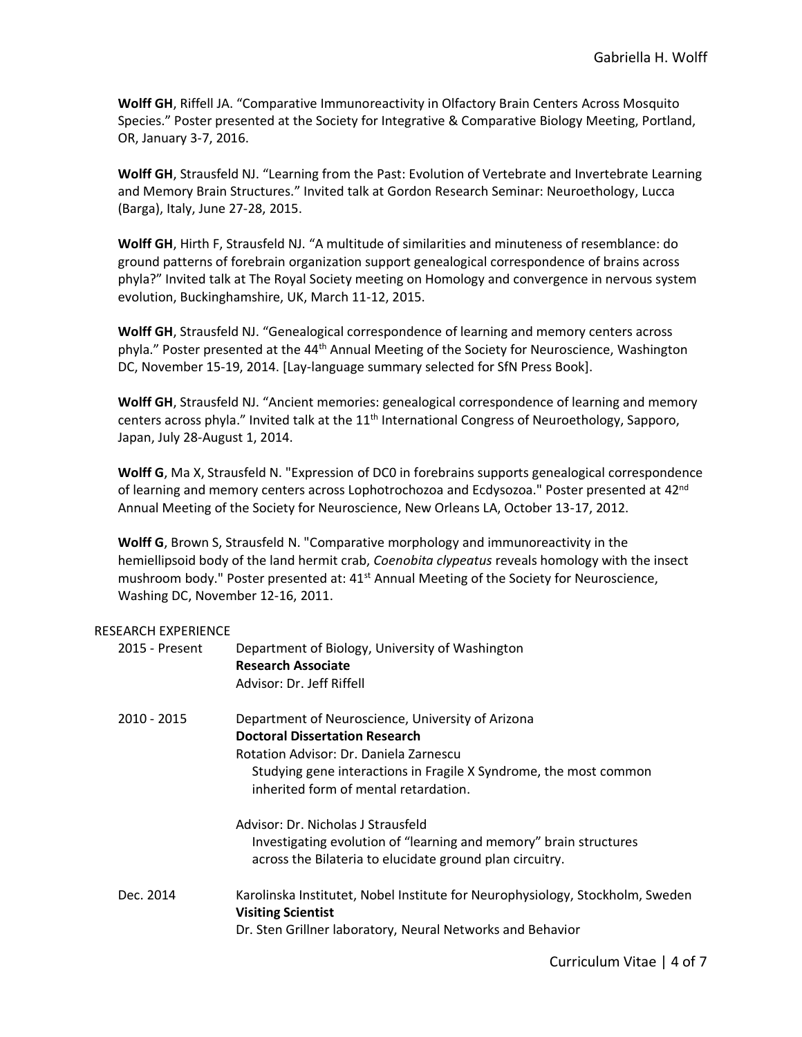**Wolff GH**, Riffell JA. “Comparative Immunoreactivity in Olfactory Brain Centers Across Mosquito Species.” Poster presented at the Society for Integrative & Comparative Biology Meeting, Portland, OR, January 3-7, 2016.

**Wolff GH**, Strausfeld NJ. “Learning from the Past: Evolution of Vertebrate and Invertebrate Learning and Memory Brain Structures.” Invited talk at Gordon Research Seminar: Neuroethology, Lucca (Barga), Italy, June 27-28, 2015.

**Wolff GH**, Hirth F, Strausfeld NJ. “A multitude of similarities and minuteness of resemblance: do ground patterns of forebrain organization support genealogical correspondence of brains across phyla?” Invited talk at The Royal Society meeting on Homology and convergence in nervous system evolution, Buckinghamshire, UK, March 11-12, 2015.

**Wolff GH**, Strausfeld NJ. “Genealogical correspondence of learning and memory centers across phyla.” Poster presented at the 44th Annual Meeting of the Society for Neuroscience, Washington DC, November 15-19, 2014. [Lay-language summary selected for SfN Press Book].

**Wolff GH**, Strausfeld NJ. “Ancient memories: genealogical correspondence of learning and memory centers across phyla.” Invited talk at the 11th International Congress of Neuroethology, Sapporo, Japan, July 28-August 1, 2014.

**Wolff G**, Ma X, Strausfeld N. "Expression of DC0 in forebrains supports genealogical correspondence of learning and memory centers across Lophotrochozoa and Ecdysozoa." Poster presented at 42nd Annual Meeting of the Society for Neuroscience, New Orleans LA, October 13-17, 2012.

**Wolff G**, Brown S, Strausfeld N. "Comparative morphology and immunoreactivity in the hemiellipsoid body of the land hermit crab, *Coenobita clypeatus* reveals homology with the insect mushroom body." Poster presented at: 41st Annual Meeting of the Society for Neuroscience, Washing DC, November 12-16, 2011.

## RESEARCH EXPERIENCE

**2015 - Present**
Department of Biology, University of Washington
**Research Associate**
Advisor: Dr. Jeff Riffell

**2010 - 2015**
Department of Neuroscience, University of Arizona
**Doctoral Dissertation Research**
Rotation Advisor: Dr. Daniela Zarnescu
Studying gene interactions in Fragile X Syndrome, the most common inherited form of mental retardation.

Advisor: Dr. Nicholas J Strausfeld
Investigating evolution of “learning and memory” brain structures across the Bilateria to elucidate ground plan circuitry.

**Dec. 2014**
Karolinska Institutet, Nobel Institute for Neurophysiology, Stockholm, Sweden
**Visiting Scientist**
Dr. Sten Grillner laboratory, Neural Networks and Behavior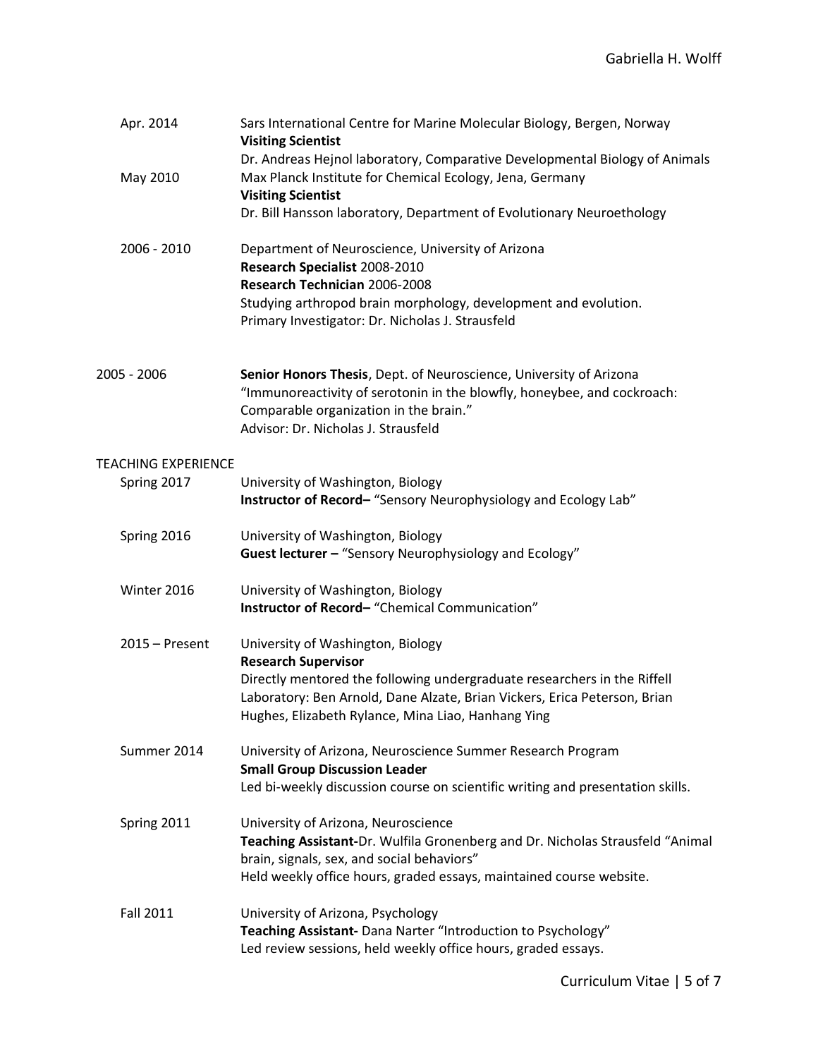Apr. 2014 — Sars International Centre for Marine Molecular Biology, Bergen, Norway
**Visiting Scientist**
Dr. Andreas Hejnol laboratory, Comparative Developmental Biology of Animals

May 2010 — Max Planck Institute for Chemical Ecology, Jena, Germany
**Visiting Scientist**
Dr. Bill Hansson laboratory, Department of Evolutionary Neuroethology

2006 - 2010 — Department of Neuroscience, University of Arizona
**Research Specialist** 2008-2010
**Research Technician** 2006-2008
Studying arthropod brain morphology, development and evolution.
Primary Investigator: Dr. Nicholas J. Strausfeld

2005 - 2006 — **Senior Honors Thesis**, Dept. of Neuroscience, University of Arizona
"Immunoreactivity of serotonin in the blowfly, honeybee, and cockroach: Comparable organization in the brain."
Advisor: Dr. Nicholas J. Strausfeld

## TEACHING EXPERIENCE

Spring 2017 — University of Washington, Biology
**Instructor of Record–** "Sensory Neurophysiology and Ecology Lab"

Spring 2016 — University of Washington, Biology
**Guest lecturer –** "Sensory Neurophysiology and Ecology"

Winter 2016 — University of Washington, Biology
**Instructor of Record–** "Chemical Communication"

2015 – Present — University of Washington, Biology
**Research Supervisor**
Directly mentored the following undergraduate researchers in the Riffell Laboratory: Ben Arnold, Dane Alzate, Brian Vickers, Erica Peterson, Brian Hughes, Elizabeth Rylance, Mina Liao, Hanhang Ying

Summer 2014 — University of Arizona, Neuroscience Summer Research Program
**Small Group Discussion Leader**
Led bi-weekly discussion course on scientific writing and presentation skills.

Spring 2011 — University of Arizona, Neuroscience
**Teaching Assistant-**Dr. Wulfila Gronenberg and Dr. Nicholas Strausfeld "Animal brain, signals, sex, and social behaviors"
Held weekly office hours, graded essays, maintained course website.

Fall 2011 — University of Arizona, Psychology
**Teaching Assistant-** Dana Narter "Introduction to Psychology"
Led review sessions, held weekly office hours, graded essays.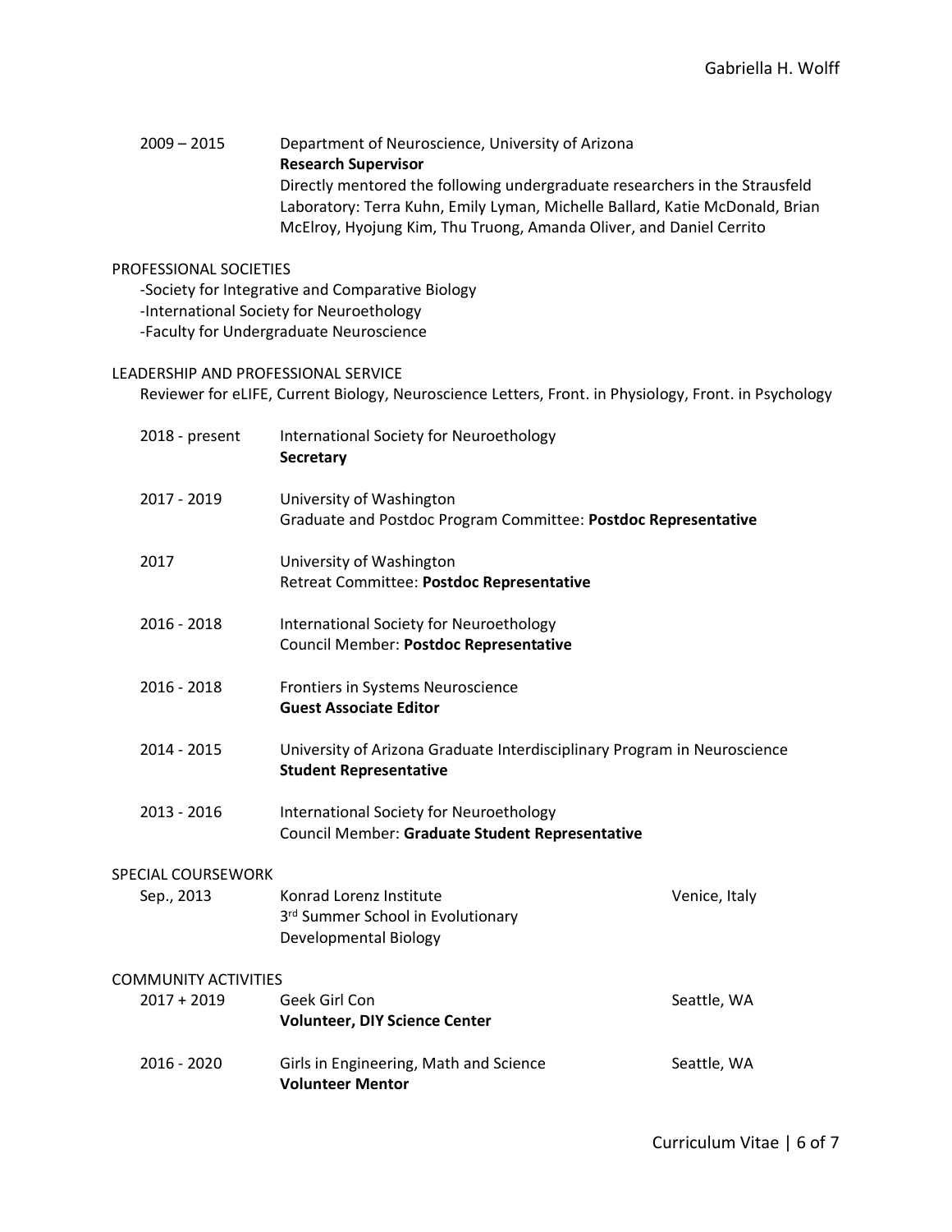2009 – 2015 Department of Neuroscience, University of Arizona
**Research Supervisor**
Directly mentored the following undergraduate researchers in the Strausfeld Laboratory: Terra Kuhn, Emily Lyman, Michelle Ballard, Katie McDonald, Brian McElroy, Hyojung Kim, Thu Truong, Amanda Oliver, and Daniel Cerrito

## PROFESSIONAL SOCIETIES

- Society for Integrative and Comparative Biology
- International Society for Neuroethology
- Faculty for Undergraduate Neuroscience

## LEADERSHIP AND PROFESSIONAL SERVICE

Reviewer for eLIFE, Current Biology, Neuroscience Letters, Front. in Physiology, Front. in Psychology

2018 - present International Society for Neuroethology
**Secretary**

2017 - 2019 University of Washington
Graduate and Postdoc Program Committee: **Postdoc Representative**

2017 University of Washington
Retreat Committee: **Postdoc Representative**

2016 - 2018 International Society for Neuroethology
Council Member: **Postdoc Representative**

2016 - 2018 Frontiers in Systems Neuroscience
**Guest Associate Editor**

2014 - 2015 University of Arizona Graduate Interdisciplinary Program in Neuroscience
**Student Representative**

2013 - 2016 International Society for Neuroethology
Council Member: **Graduate Student Representative**

## SPECIAL COURSEWORK

Sep., 2013 Konrad Lorenz Institute — Venice, Italy
3rd Summer School in Evolutionary Developmental Biology

## COMMUNITY ACTIVITIES

2017 + 2019 Geek Girl Con — Seattle, WA
**Volunteer, DIY Science Center**

2016 - 2020 Girls in Engineering, Math and Science — Seattle, WA
**Volunteer Mentor**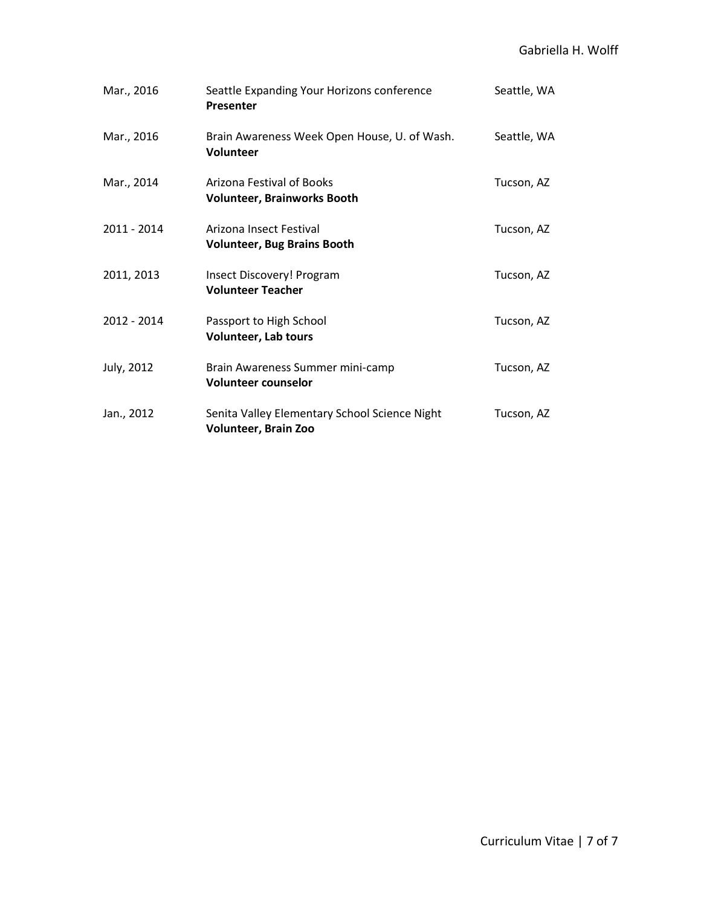| | | |
|---|---|---|
| Mar., 2016 | Seattle Expanding Your Horizons conference<br>**Presenter** | Seattle, WA |
| Mar., 2016 | Brain Awareness Week Open House, U. of Wash.<br>**Volunteer** | Seattle, WA |
| Mar., 2014 | Arizona Festival of Books<br>**Volunteer, Brainworks Booth** | Tucson, AZ |
| 2011 - 2014 | Arizona Insect Festival<br>**Volunteer, Bug Brains Booth** | Tucson, AZ |
| 2011, 2013 | Insect Discovery! Program<br>**Volunteer Teacher** | Tucson, AZ |
| 2012 - 2014 | Passport to High School<br>**Volunteer, Lab tours** | Tucson, AZ |
| July, 2012 | Brain Awareness Summer mini-camp<br>**Volunteer counselor** | Tucson, AZ |
| Jan., 2012 | Senita Valley Elementary School Science Night<br>**Volunteer, Brain Zoo** | Tucson, AZ |